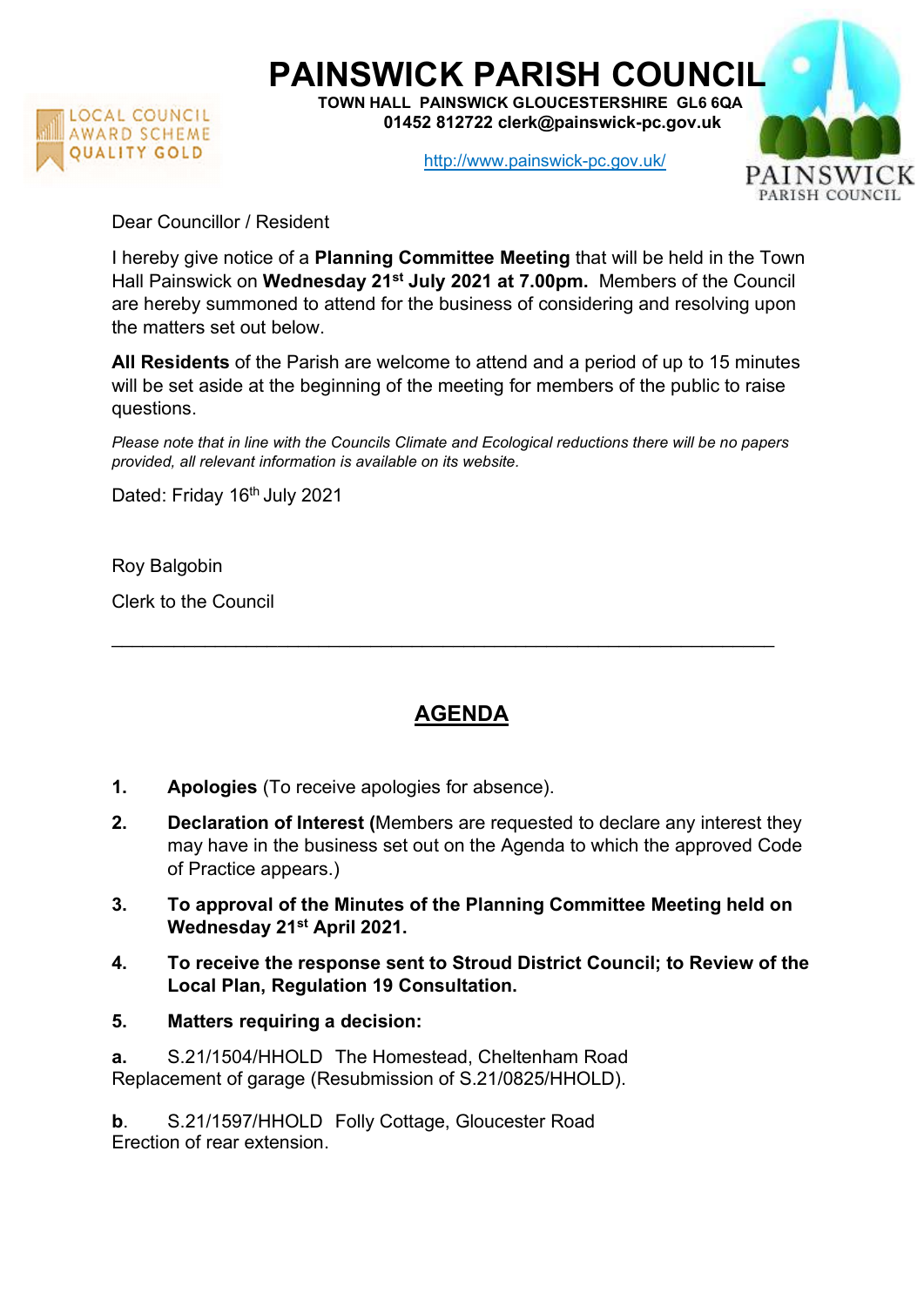# PAINSWICK PARISH COUNCIL

**TOWN HALL PAINSWICK GLOUCESTERSHIRE GL6 6QA**
**01452 812722 clerk@painswick-pc.gov.uk**

http://www.painswick-pc.gov.uk/

LOCAL COUNCIL AWARD SCHEME QUALITY GOLD

PAINSWICK PARISH COUNCIL

Dear Councillor / Resident

I hereby give notice of a **Planning Committee Meeting** that will be held in the Town Hall Painswick on **Wednesday 21st July 2021 at 7.00pm.** Members of the Council are hereby summoned to attend for the business of considering and resolving upon the matters set out below.

**All Residents** of the Parish are welcome to attend and a period of up to 15 minutes will be set aside at the beginning of the meeting for members of the public to raise questions.

*Please note that in line with the Councils Climate and Ecological reductions there will be no papers provided, all relevant information is available on its website.*

Dated: Friday 16th July 2021

Roy Balgobin

Clerk to the Council

---

## AGENDA

1. **Apologies** (To receive apologies for absence).
2. **Declaration of Interest (**Members are requested to declare any interest they may have in the business set out on the Agenda to which the approved Code of Practice appears.)
3. **To approval of the Minutes of the Planning Committee Meeting held on Wednesday 21st April 2021.**
4. **To receive the response sent to Stroud District Council; to Review of the Local Plan, Regulation 19 Consultation.**
5. **Matters requiring a decision:**

**a.** S.21/1504/HHOLD The Homestead, Cheltenham Road
Replacement of garage (Resubmission of S.21/0825/HHOLD).

**b**. S.21/1597/HHOLD Folly Cottage, Gloucester Road
Erection of rear extension.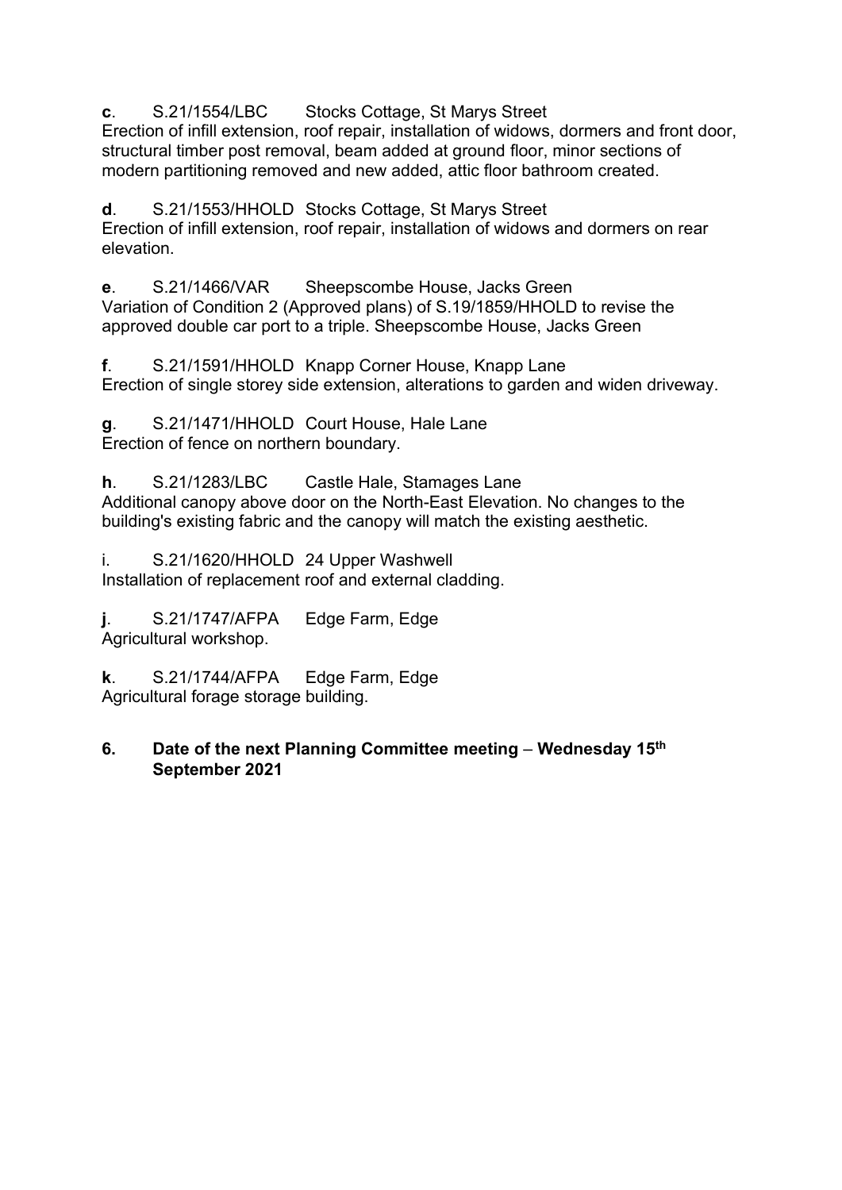**c**. S.21/1554/LBC Stocks Cottage, St Marys Street
Erection of infill extension, roof repair, installation of widows, dormers and front door, structural timber post removal, beam added at ground floor, minor sections of modern partitioning removed and new added, attic floor bathroom created.

**d**. S.21/1553/HHOLD Stocks Cottage, St Marys Street
Erection of infill extension, roof repair, installation of widows and dormers on rear elevation.

**e**. S.21/1466/VAR Sheepscombe House, Jacks Green
Variation of Condition 2 (Approved plans) of S.19/1859/HHOLD to revise the approved double car port to a triple. Sheepscombe House, Jacks Green

**f**. S.21/1591/HHOLD Knapp Corner House, Knapp Lane
Erection of single storey side extension, alterations to garden and widen driveway.

**g**. S.21/1471/HHOLD Court House, Hale Lane
Erection of fence on northern boundary.

**h**. S.21/1283/LBC Castle Hale, Stamages Lane
Additional canopy above door on the North-East Elevation. No changes to the building's existing fabric and the canopy will match the existing aesthetic.

i. S.21/1620/HHOLD 24 Upper Washwell
Installation of replacement roof and external cladding.

**j**. S.21/1747/AFPA Edge Farm, Edge
Agricultural workshop.

**k**. S.21/1744/AFPA Edge Farm, Edge
Agricultural forage storage building.

**6. Date of the next Planning Committee meeting – Wednesday 15th September 2021**